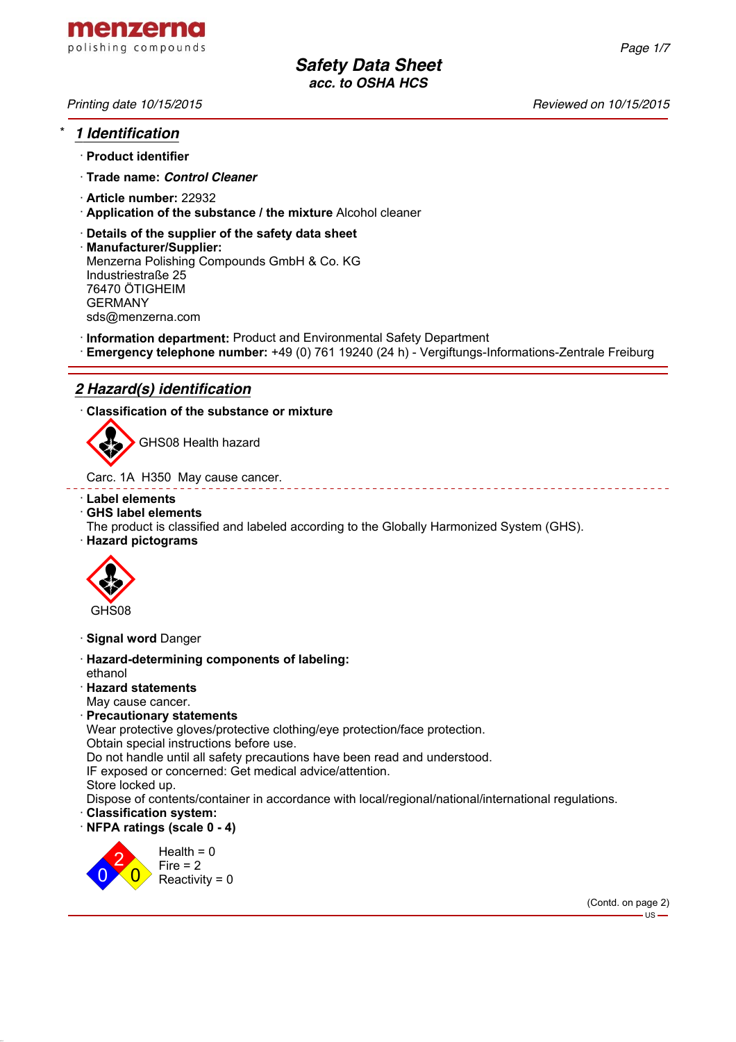menzerna
polishing compounds

# Safety Data Sheet
## acc. to OSHA HCS

*Printing date 10/15/2015* *Reviewed on 10/15/2015*

## * 1 Identification

· **Product identifier**

· **Trade name:** ***Control Cleaner***

· **Article number:** 22932
· **Application of the substance / the mixture** Alcohol cleaner

· **Details of the supplier of the safety data sheet**
· **Manufacturer/Supplier:**
Menzerna Polishing Compounds GmbH & Co. KG
Industriestraße 25
76470 ÖTIGHEIM
GERMANY
sds@menzerna.com

· **Information department:** Product and Environmental Safety Department
· **Emergency telephone number:** +49 (0) 761 19240 (24 h) - Vergiftungs-Informations-Zentrale Freiburg

## 2 Hazard(s) identification

· **Classification of the substance or mixture**

GHS08 Health hazard

Carc. 1A H350 May cause cancer.

· **Label elements**
· **GHS label elements**
The product is classified and labeled according to the Globally Harmonized System (GHS).
· **Hazard pictograms**

GHS08

· **Signal word** Danger

· **Hazard-determining components of labeling:**
ethanol
· **Hazard statements**
May cause cancer.
· **Precautionary statements**
Wear protective gloves/protective clothing/eye protection/face protection.
Obtain special instructions before use.
Do not handle until all safety precautions have been read and understood.
IF exposed or concerned: Get medical advice/attention.
Store locked up.
Dispose of contents/container in accordance with local/regional/national/international regulations.
· **Classification system:**
· **NFPA ratings (scale 0 - 4)**

Health = 0
Fire = 2
Reactivity = 0

(Contd. on page 2)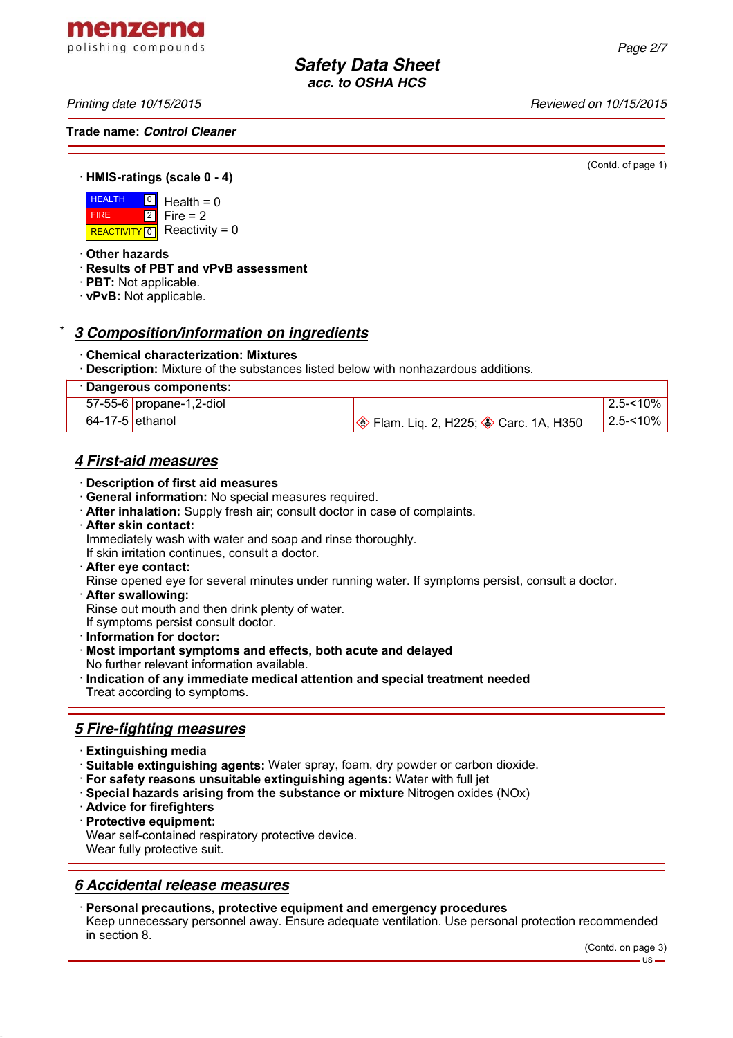(Contd. of page 1)

· **HMIS-ratings (scale 0 - 4)**

| | | |
|---|---|---|
| HEALTH | 0 | Health = 0 |
| FIRE | 2 | Fire = 2 |
| REACTIVITY | 0 | Reactivity = 0 |

· **Other hazards**
· **Results of PBT and vPvB assessment**
· **PBT:** Not applicable.
· **vPvB:** Not applicable.

## * 3 Composition/information on ingredients

· **Chemical characterization: Mixtures**
· **Description:** Mixture of the substances listed below with nonhazardous additions.

| · Dangerous components: | | | |
|---|---|---|---|
| 57-55-6 | propane-1,2-diol | | 2.5-<10% |
| 64-17-5 | ethanol | Flam. Liq. 2, H225; Carc. 1A, H350 | 2.5-<10% |

## 4 First-aid measures

· **Description of first aid measures**
· **General information:** No special measures required.
· **After inhalation:** Supply fresh air; consult doctor in case of complaints.
· **After skin contact:**
Immediately wash with water and soap and rinse thoroughly.
If skin irritation continues, consult a doctor.
· **After eye contact:**
Rinse opened eye for several minutes under running water. If symptoms persist, consult a doctor.
· **After swallowing:**
Rinse out mouth and then drink plenty of water.
If symptoms persist consult doctor.
· **Information for doctor:**
· **Most important symptoms and effects, both acute and delayed**
No further relevant information available.
· **Indication of any immediate medical attention and special treatment needed**
Treat according to symptoms.

## 5 Fire-fighting measures

· **Extinguishing media**
· **Suitable extinguishing agents:** Water spray, foam, dry powder or carbon dioxide.
· **For safety reasons unsuitable extinguishing agents:** Water with full jet
· **Special hazards arising from the substance or mixture** Nitrogen oxides (NOx)
· **Advice for firefighters**
· **Protective equipment:**
Wear self-contained respiratory protective device.
Wear fully protective suit.

## 6 Accidental release measures

· **Personal precautions, protective equipment and emergency procedures**
Keep unnecessary personnel away. Ensure adequate ventilation. Use personal protection recommended in section 8.

(Contd. on page 3)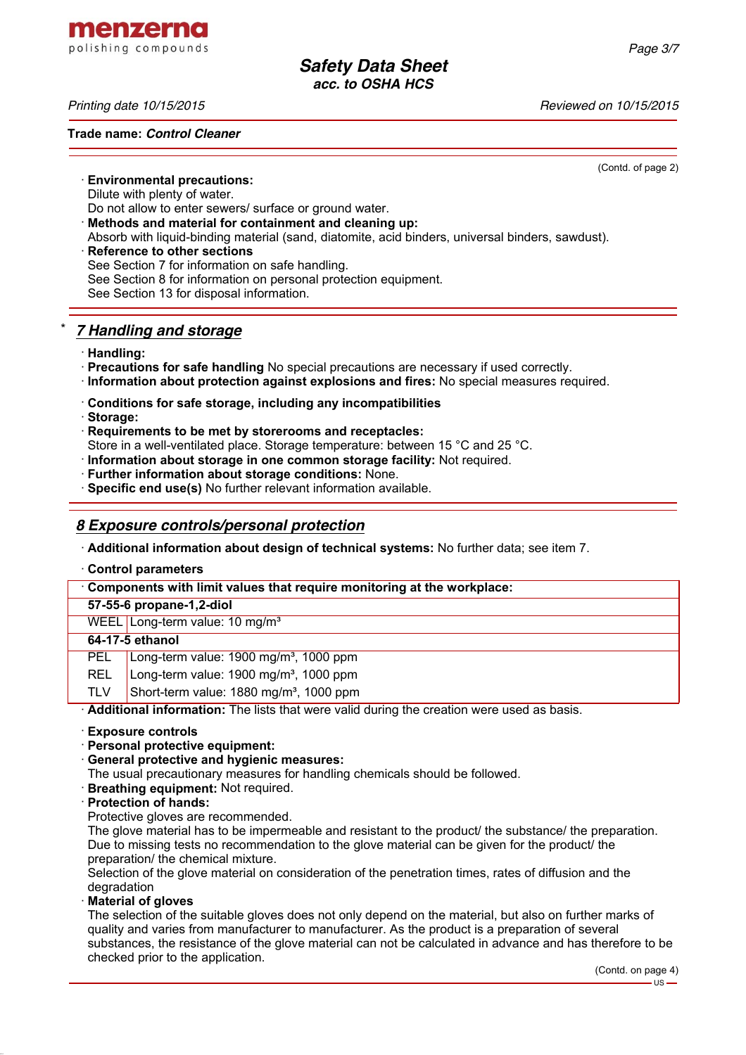(Contd. of page 2)

- **Environmental precautions:**
  Dilute with plenty of water.
  Do not allow to enter sewers/ surface or ground water.
- **Methods and material for containment and cleaning up:**
  Absorb with liquid-binding material (sand, diatomite, acid binders, universal binders, sawdust).
- **Reference to other sections**
  See Section 7 for information on safe handling.
  See Section 8 for information on personal protection equipment.
  See Section 13 for disposal information.

## * 7 Handling and storage

- **Handling:**
- **Precautions for safe handling** No special precautions are necessary if used correctly.
- **Information about protection against explosions and fires:** No special measures required.

- **Conditions for safe storage, including any incompatibilities**
- **Storage:**
- **Requirements to be met by storerooms and receptacles:**
  Store in a well-ventilated place. Storage temperature: between 15 °C and 25 °C.
- **Information about storage in one common storage facility:** Not required.
- **Further information about storage conditions:** None.
- **Specific end use(s)** No further relevant information available.

## 8 Exposure controls/personal protection

- **Additional information about design of technical systems:** No further data; see item 7.

- **Control parameters**

| Components with limit values that require monitoring at the workplace: | |
|---|---|
| **57-55-6 propane-1,2-diol** | |
| WEEL | Long-term value: 10 mg/m³ |
| **64-17-5 ethanol** | |
| PEL | Long-term value: 1900 mg/m³, 1000 ppm |
| REL | Long-term value: 1900 mg/m³, 1000 ppm |
| TLV | Short-term value: 1880 mg/m³, 1000 ppm |

- **Additional information:** The lists that were valid during the creation were used as basis.

- **Exposure controls**
- **Personal protective equipment:**
- **General protective and hygienic measures:**
  The usual precautionary measures for handling chemicals should be followed.
- **Breathing equipment:** Not required.
- **Protection of hands:**
  Protective gloves are recommended.
  The glove material has to be impermeable and resistant to the product/ the substance/ the preparation.
  Due to missing tests no recommendation to the glove material can be given for the product/ the preparation/ the chemical mixture.
  Selection of the glove material on consideration of the penetration times, rates of diffusion and the degradation
- **Material of gloves**
  The selection of the suitable gloves does not only depend on the material, but also on further marks of quality and varies from manufacturer to manufacturer. As the product is a preparation of several substances, the resistance of the glove material can not be calculated in advance and has therefore to be checked prior to the application.

(Contd. on page 4)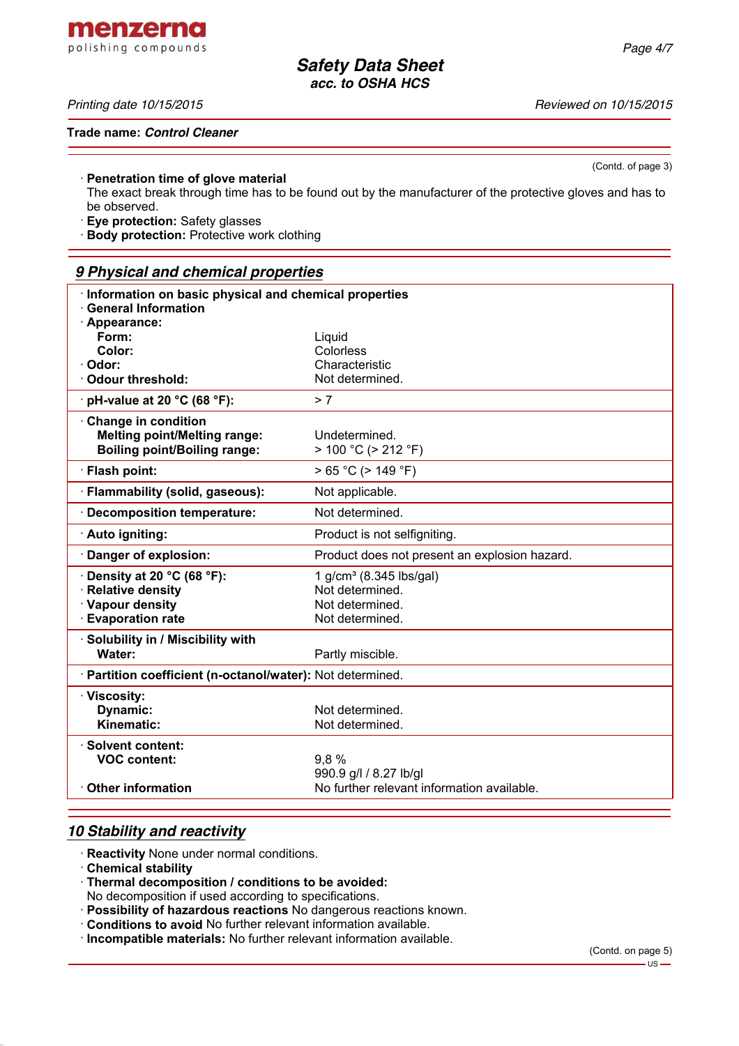(Contd. of page 3)

· **Penetration time of glove material**
The exact break through time has to be found out by the manufacturer of the protective gloves and has to be observed.
· **Eye protection:** Safety glasses
· **Body protection:** Protective work clothing

## *9 Physical and chemical properties*

| | |
|---|---|
| · **Information on basic physical and chemical properties** | |
| · **General Information** | |
| · **Appearance:** | |
| **Form:** | Liquid |
| **Color:** | Colorless |
| · **Odor:** | Characteristic |
| · **Odour threshold:** | Not determined. |
| · **pH-value at 20 °C (68 °F):** | > 7 |
| · **Change in condition** | |
| **Melting point/Melting range:** | Undetermined. |
| **Boiling point/Boiling range:** | > 100 °C (> 212 °F) |
| · **Flash point:** | > 65 °C (> 149 °F) |
| · **Flammability (solid, gaseous):** | Not applicable. |
| · **Decomposition temperature:** | Not determined. |
| · **Auto igniting:** | Product is not selfigniting. |
| · **Danger of explosion:** | Product does not present an explosion hazard. |
| · **Density at 20 °C (68 °F):** | 1 g/cm³ (8.345 lbs/gal) |
| · **Relative density** | Not determined. |
| · **Vapour density** | Not determined. |
| · **Evaporation rate** | Not determined. |
| · **Solubility in / Miscibility with** | |
| **Water:** | Partly miscible. |
| · **Partition coefficient (n-octanol/water):** | Not determined. |
| · **Viscosity:** | |
| **Dynamic:** | Not determined. |
| **Kinematic:** | Not determined. |
| · **Solvent content:** | |
| **VOC content:** | 9,8 % |
| | 990.9 g/l / 8.27 lb/gl |
| · **Other information** | No further relevant information available. |

## *10 Stability and reactivity*

· **Reactivity** None under normal conditions.
· **Chemical stability**
· **Thermal decomposition / conditions to be avoided:**
No decomposition if used according to specifications.
· **Possibility of hazardous reactions** No dangerous reactions known.
· **Conditions to avoid** No further relevant information available.
· **Incompatible materials:** No further relevant information available.

(Contd. on page 5)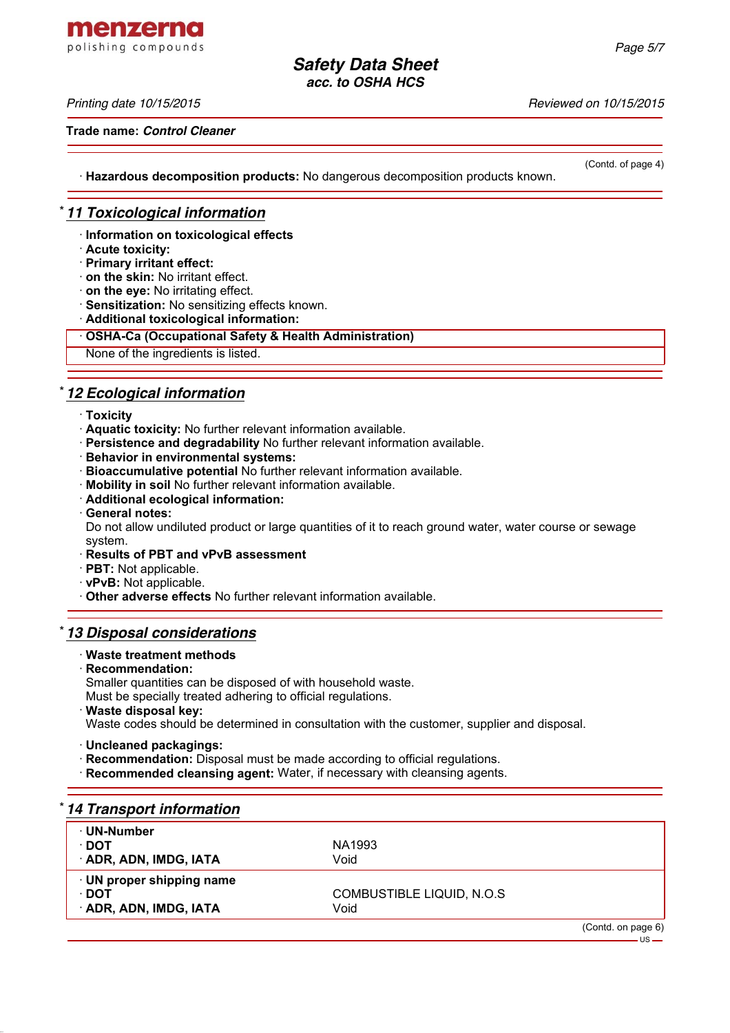Trade name: **Control Cleaner**

(Contd. of page 4)

· **Hazardous decomposition products:** No dangerous decomposition products known.

## * 11 Toxicological information

· **Information on toxicological effects**
· **Acute toxicity:**
· **Primary irritant effect:**
· **on the skin:** No irritant effect.
· **on the eye:** No irritating effect.
· **Sensitization:** No sensitizing effects known.
· **Additional toxicological information:**

· **OSHA-Ca (Occupational Safety & Health Administration)**
None of the ingredients is listed.

## * 12 Ecological information

· **Toxicity**
· **Aquatic toxicity:** No further relevant information available.
· **Persistence and degradability** No further relevant information available.
· **Behavior in environmental systems:**
· **Bioaccumulative potential** No further relevant information available.
· **Mobility in soil** No further relevant information available.
· **Additional ecological information:**
· **General notes:**
Do not allow undiluted product or large quantities of it to reach ground water, water course or sewage system.
· **Results of PBT and vPvB assessment**
· **PBT:** Not applicable.
· **vPvB:** Not applicable.
· **Other adverse effects** No further relevant information available.

## * 13 Disposal considerations

· **Waste treatment methods**
· **Recommendation:**
Smaller quantities can be disposed of with household waste.
Must be specially treated adhering to official regulations.
· **Waste disposal key:**
Waste codes should be determined in consultation with the customer, supplier and disposal.

· **Uncleaned packagings:**
· **Recommendation:** Disposal must be made according to official regulations.
· **Recommended cleansing agent:** Water, if necessary with cleansing agents.

## * 14 Transport information

| | |
|---|---|
| · **UN-Number** | |
| · **DOT** | NA1993 |
| · **ADR, ADN, IMDG, IATA** | Void |
| · **UN proper shipping name** | |
| · **DOT** | COMBUSTIBLE LIQUID, N.O.S |
| · **ADR, ADN, IMDG, IATA** | Void |

(Contd. on page 6)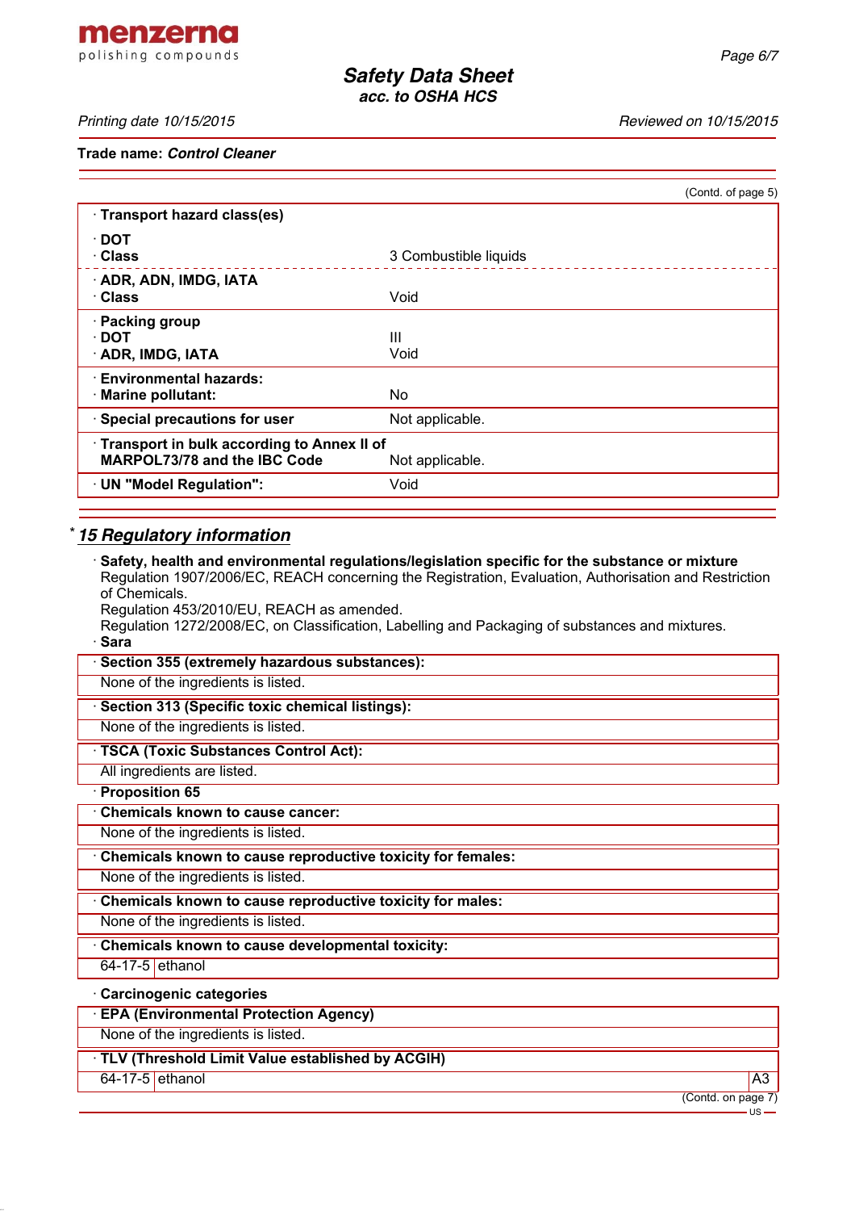(Contd. of page 5)

| | |
|---|---|
| · **Transport hazard class(es)** | |
| · **DOT** | |
| · **Class** | 3 Combustible liquids |
| · **ADR, ADN, IMDG, IATA** | |
| · **Class** | Void |
| · **Packing group** | |
| · **DOT** | III |
| · **ADR, IMDG, IATA** | Void |
| · **Environmental hazards:** | |
| · **Marine pollutant:** | No |
| · **Special precautions for user** | Not applicable. |
| · **Transport in bulk according to Annex II of MARPOL73/78 and the IBC Code** | Not applicable. |
| · **UN "Model Regulation":** | Void |

## * 15 Regulatory information

· **Safety, health and environmental regulations/legislation specific for the substance or mixture**
Regulation 1907/2006/EC, REACH concerning the Registration, Evaluation, Authorisation and Restriction of Chemicals.
Regulation 453/2010/EU, REACH as amended.
Regulation 1272/2008/EC, on Classification, Labelling and Packaging of substances and mixtures.

· **Sara**

· **Section 355 (extremely hazardous substances):**
None of the ingredients is listed.

· **Section 313 (Specific toxic chemical listings):**
None of the ingredients is listed.

· **TSCA (Toxic Substances Control Act):**
All ingredients are listed.

· **Proposition 65**

· **Chemicals known to cause cancer:**
None of the ingredients is listed.

· **Chemicals known to cause reproductive toxicity for females:**
None of the ingredients is listed.

· **Chemicals known to cause reproductive toxicity for males:**
None of the ingredients is listed.

· **Chemicals known to cause developmental toxicity:**

| | |
|---|---|
| 64-17-5 | ethanol |

· **Carcinogenic categories**

· **EPA (Environmental Protection Agency)**
None of the ingredients is listed.

· **TLV (Threshold Limit Value established by ACGIH)**

| | | |
|---|---|---|
| 64-17-5 | ethanol | A3 |

(Contd. on page 7)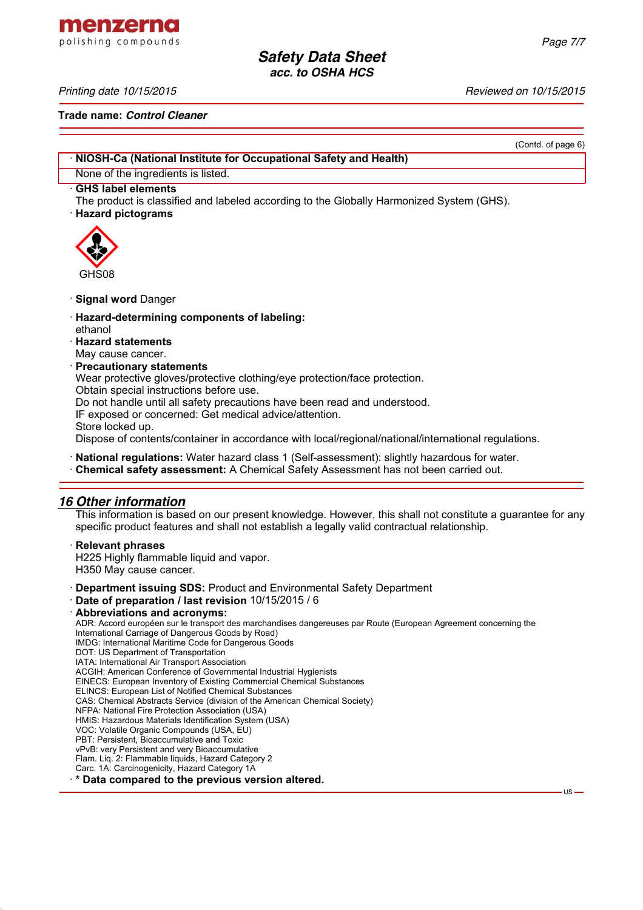(Contd. of page 6)

· **NIOSH-Ca (National Institute for Occupational Safety and Health)**

None of the ingredients is listed.

· **GHS label elements**

The product is classified and labeled according to the Globally Harmonized System (GHS).

· **Hazard pictograms**

GHS08

· **Signal word** Danger

· **Hazard-determining components of labeling:**

ethanol

· **Hazard statements**

May cause cancer.

· **Precautionary statements**

Wear protective gloves/protective clothing/eye protection/face protection.
Obtain special instructions before use.
Do not handle until all safety precautions have been read and understood.
IF exposed or concerned: Get medical advice/attention.
Store locked up.
Dispose of contents/container in accordance with local/regional/national/international regulations.

· **National regulations:** Water hazard class 1 (Self-assessment): slightly hazardous for water.

· **Chemical safety assessment:** A Chemical Safety Assessment has not been carried out.

## 16 Other information

This information is based on our present knowledge. However, this shall not constitute a guarantee for any specific product features and shall not establish a legally valid contractual relationship.

· **Relevant phrases**

H225 Highly flammable liquid and vapor.
H350 May cause cancer.

· **Department issuing SDS:** Product and Environmental Safety Department

· **Date of preparation / last revision** 10/15/2015 / 6

· **Abbreviations and acronyms:**

ADR: Accord européen sur le transport des marchandises dangereuses par Route (European Agreement concerning the International Carriage of Dangerous Goods by Road)
IMDG: International Maritime Code for Dangerous Goods
DOT: US Department of Transportation
IATA: International Air Transport Association
ACGIH: American Conference of Governmental Industrial Hygienists
EINECS: European Inventory of Existing Commercial Chemical Substances
ELINCS: European List of Notified Chemical Substances
CAS: Chemical Abstracts Service (division of the American Chemical Society)
NFPA: National Fire Protection Association (USA)
HMIS: Hazardous Materials Identification System (USA)
VOC: Volatile Organic Compounds (USA, EU)
PBT: Persistent, Bioaccumulative and Toxic
vPvB: very Persistent and very Bioaccumulative
Flam. Liq. 2: Flammable liquids, Hazard Category 2
Carc. 1A: Carcinogenicity, Hazard Category 1A

· **\* Data compared to the previous version altered.**